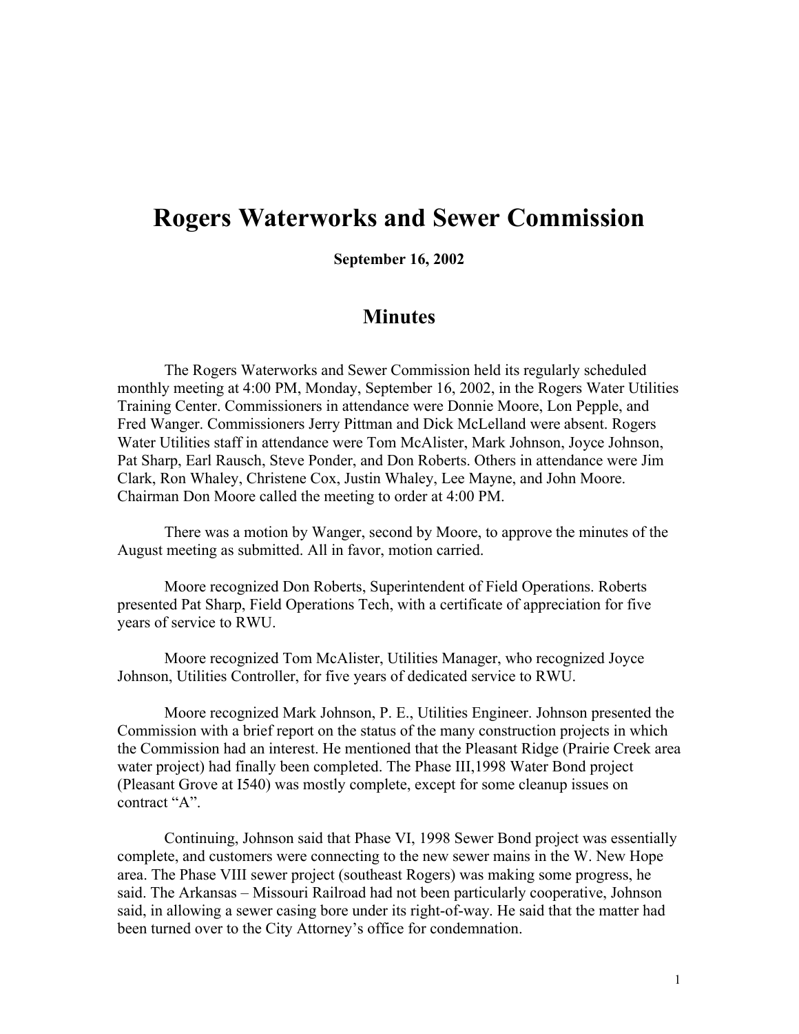# Rogers Waterworks and Sewer Commission

**September 16, 2002**

## Minutes

The Rogers Waterworks and Sewer Commission held its regularly scheduled monthly meeting at 4:00 PM, Monday, September 16, 2002, in the Rogers Water Utilities Training Center. Commissioners in attendance were Donnie Moore, Lon Pepple, and Fred Wanger. Commissioners Jerry Pittman and Dick McLelland were absent. Rogers Water Utilities staff in attendance were Tom McAlister, Mark Johnson, Joyce Johnson, Pat Sharp, Earl Rausch, Steve Ponder, and Don Roberts. Others in attendance were Jim Clark, Ron Whaley, Christene Cox, Justin Whaley, Lee Mayne, and John Moore. Chairman Don Moore called the meeting to order at 4:00 PM.

There was a motion by Wanger, second by Moore, to approve the minutes of the August meeting as submitted. All in favor, motion carried.

Moore recognized Don Roberts, Superintendent of Field Operations. Roberts presented Pat Sharp, Field Operations Tech, with a certificate of appreciation for five years of service to RWU.

Moore recognized Tom McAlister, Utilities Manager, who recognized Joyce Johnson, Utilities Controller, for five years of dedicated service to RWU.

Moore recognized Mark Johnson, P. E., Utilities Engineer. Johnson presented the Commission with a brief report on the status of the many construction projects in which the Commission had an interest. He mentioned that the Pleasant Ridge (Prairie Creek area water project) had finally been completed. The Phase III,1998 Water Bond project (Pleasant Grove at I540) was mostly complete, except for some cleanup issues on contract "A".

Continuing, Johnson said that Phase VI, 1998 Sewer Bond project was essentially complete, and customers were connecting to the new sewer mains in the W. New Hope area. The Phase VIII sewer project (southeast Rogers) was making some progress, he said. The Arkansas – Missouri Railroad had not been particularly cooperative, Johnson said, in allowing a sewer casing bore under its right-of-way. He said that the matter had been turned over to the City Attorney's office for condemnation.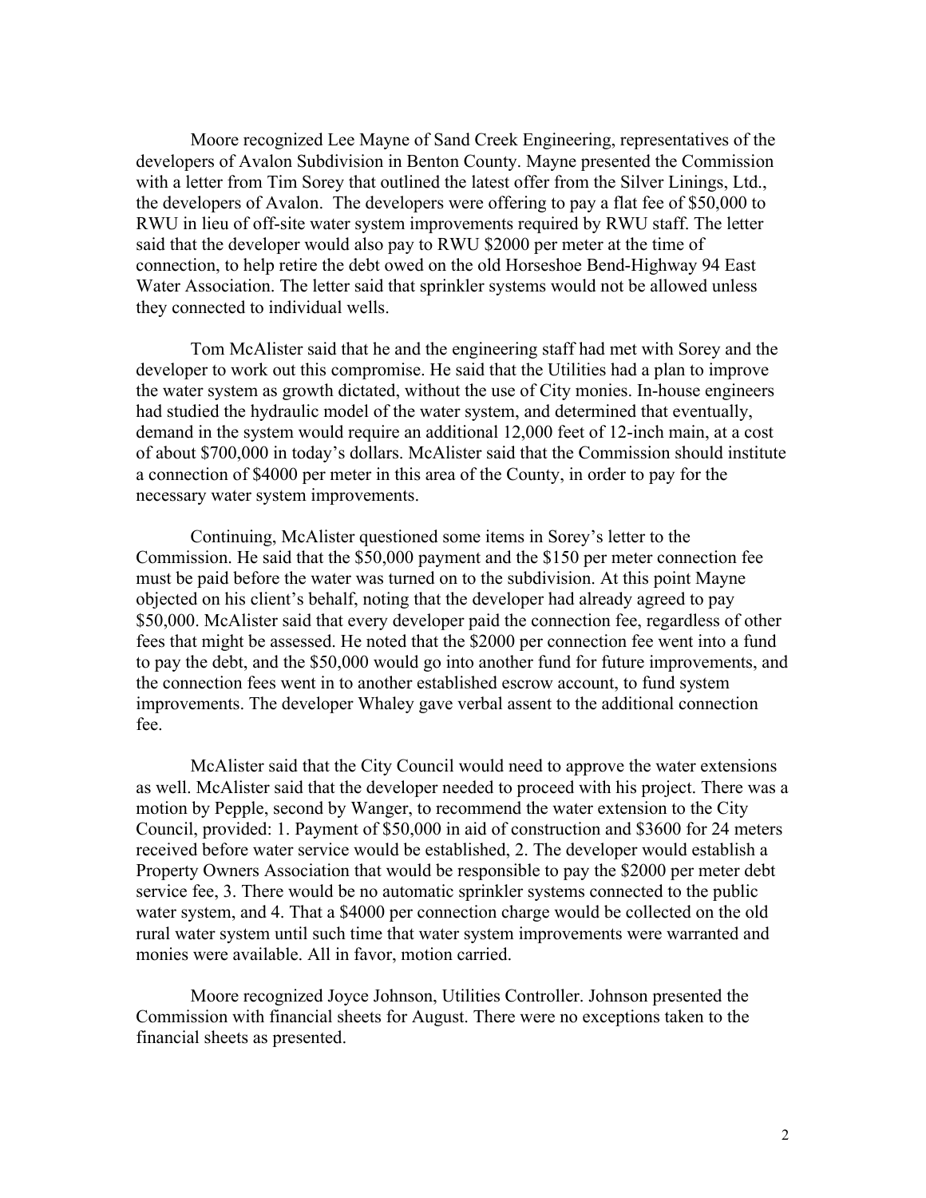Moore recognized Lee Mayne of Sand Creek Engineering, representatives of the developers of Avalon Subdivision in Benton County. Mayne presented the Commission with a letter from Tim Sorey that outlined the latest offer from the Silver Linings, Ltd., the developers of Avalon. The developers were offering to pay a flat fee of $50,000 to RWU in lieu of off-site water system improvements required by RWU staff. The letter said that the developer would also pay to RWU $2000 per meter at the time of connection, to help retire the debt owed on the old Horseshoe Bend-Highway 94 East Water Association. The letter said that sprinkler systems would not be allowed unless they connected to individual wells.

Tom McAlister said that he and the engineering staff had met with Sorey and the developer to work out this compromise. He said that the Utilities had a plan to improve the water system as growth dictated, without the use of City monies. In-house engineers had studied the hydraulic model of the water system, and determined that eventually, demand in the system would require an additional 12,000 feet of 12-inch main, at a cost of about $700,000 in today's dollars. McAlister said that the Commission should institute a connection of $4000 per meter in this area of the County, in order to pay for the necessary water system improvements.

Continuing, McAlister questioned some items in Sorey's letter to the Commission. He said that the $50,000 payment and the $150 per meter connection fee must be paid before the water was turned on to the subdivision. At this point Mayne objected on his client's behalf, noting that the developer had already agreed to pay $50,000. McAlister said that every developer paid the connection fee, regardless of other fees that might be assessed. He noted that the $2000 per connection fee went into a fund to pay the debt, and the $50,000 would go into another fund for future improvements, and the connection fees went in to another established escrow account, to fund system improvements. The developer Whaley gave verbal assent to the additional connection fee.

McAlister said that the City Council would need to approve the water extensions as well. McAlister said that the developer needed to proceed with his project. There was a motion by Pepple, second by Wanger, to recommend the water extension to the City Council, provided: 1. Payment of $50,000 in aid of construction and $3600 for 24 meters received before water service would be established, 2. The developer would establish a Property Owners Association that would be responsible to pay the $2000 per meter debt service fee, 3. There would be no automatic sprinkler systems connected to the public water system, and 4. That a $4000 per connection charge would be collected on the old rural water system until such time that water system improvements were warranted and monies were available. All in favor, motion carried.

Moore recognized Joyce Johnson, Utilities Controller. Johnson presented the Commission with financial sheets for August. There were no exceptions taken to the financial sheets as presented.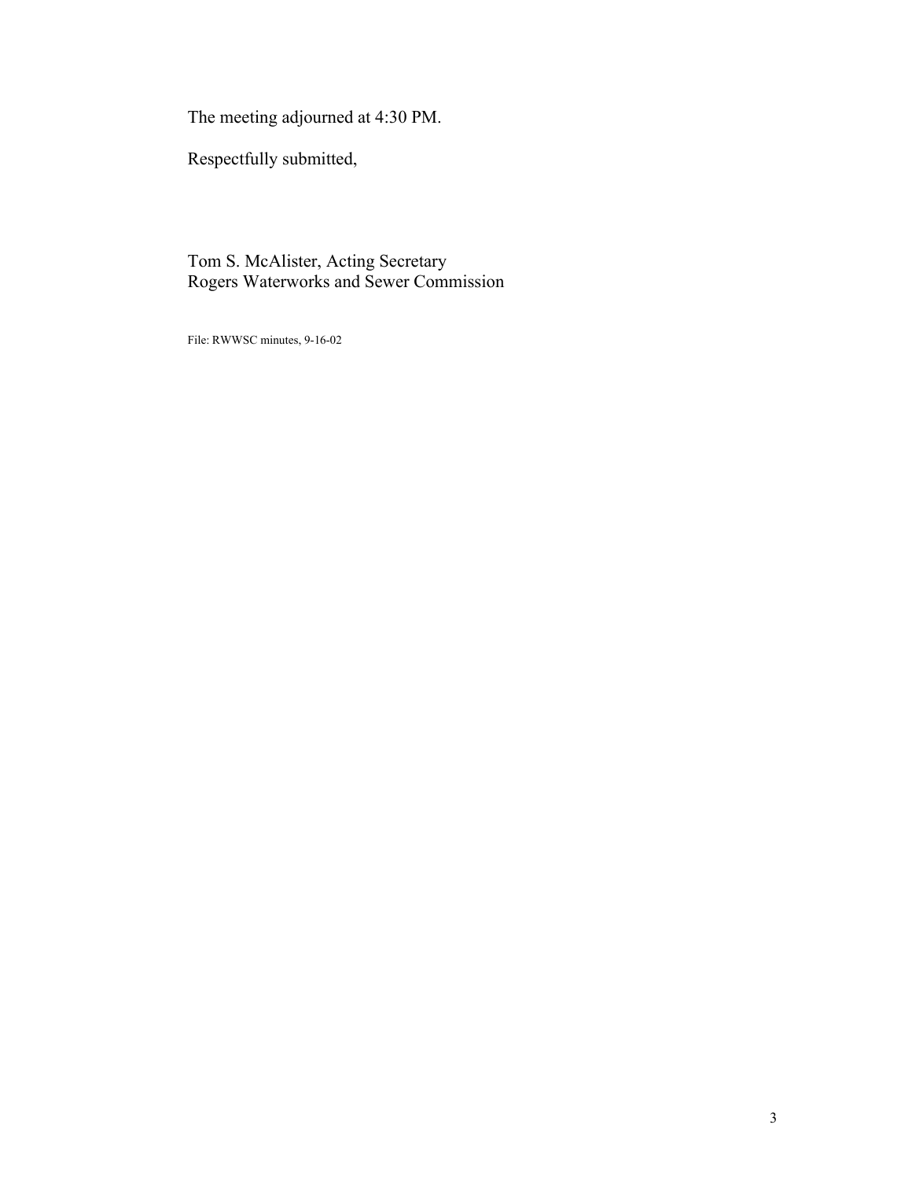The meeting adjourned at 4:30 PM.

Respectfully submitted,

Tom S. McAlister, Acting Secretary
Rogers Waterworks and Sewer Commission

File: RWWSC minutes, 9-16-02